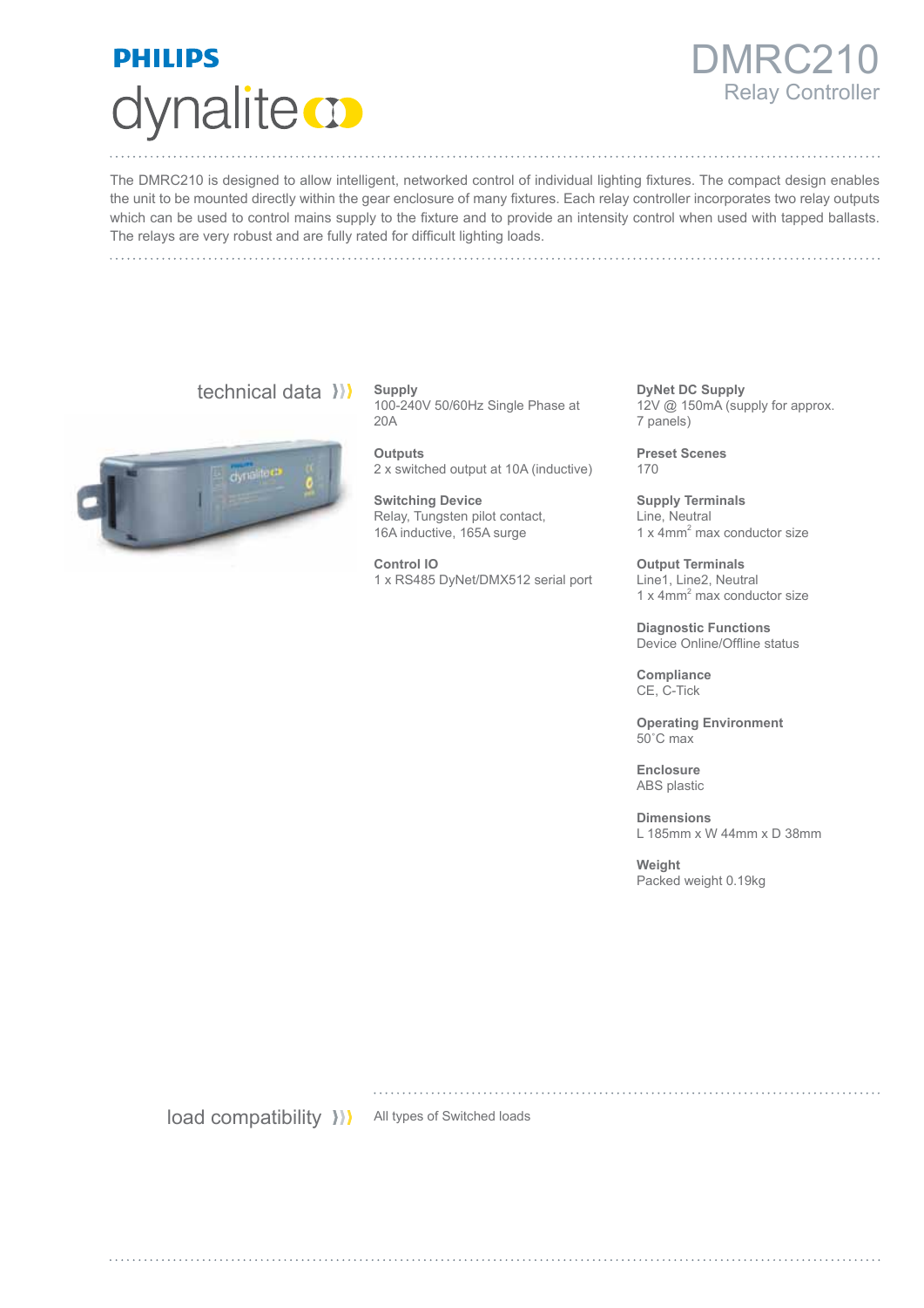PHILIPS

dynalite

# DMRC210

## Relay Controller

The DMRC210 is designed to allow intelligent, networked control of individual lighting fixtures. The compact design enables the unit to be mounted directly within the gear enclosure of many fixtures. Each relay controller incorporates two relay outputs which can be used to control mains supply to the fixture and to provide an intensity control when used with tapped ballasts. The relays are very robust and are fully rated for difficult lighting loads.

## technical data

**Supply**
100-240V 50/60Hz Single Phase at 20A

**Outputs**
2 x switched output at 10A (inductive)

**Switching Device**
Relay, Tungsten pilot contact, 16A inductive, 165A surge

**Control IO**
1 x RS485 DyNet/DMX512 serial port

**DyNet DC Supply**
12V @ 150mA (supply for approx. 7 panels)

**Preset Scenes**
170

**Supply Terminals**
Line, Neutral
1 x 4mm$^2$ max conductor size

**Output Terminals**
Line1, Line2, Neutral
1 x 4mm$^2$ max conductor size

**Diagnostic Functions**
Device Online/Offline status

**Compliance**
CE, C-Tick

**Operating Environment**
50˚C max

**Enclosure**
ABS plastic

**Dimensions**
L 185mm x W 44mm x D 38mm

**Weight**
Packed weight 0.19kg

## load compatibility

All types of Switched loads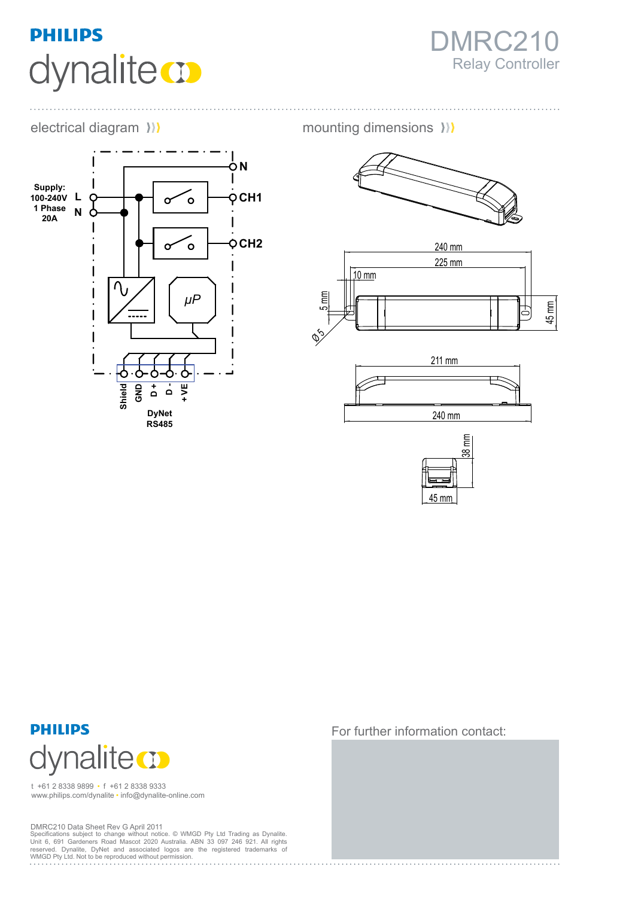# DMRC210
## Relay Controller

## electrical diagram

Supply:
100-240V
1 Phase
20A

L
N

N
CH1
CH2

µP

Shield
GND
D +
D -
+ VE

DyNet
RS485

## mounting dimensions

240 mm
225 mm
10 mm
5 mm
45 mm
Ø 5

211 mm
240 mm

38 mm
45 mm

For further information contact:

t +61 2 8338 9899 • f +61 2 8338 9333
www.philips.com/dynalite • info@dynalite-online.com

DMRC210 Data Sheet Rev G April 2011
Specifications subject to change without notice. © WMGD Pty Ltd Trading as Dynalite. Unit 6, 691 Gardeners Road Mascot 2020 Australia. ABN 33 097 246 921. All rights reserved. Dynalite, DyNet and associated logos are the registered trademarks of WMGD Pty Ltd. Not to be reproduced without permission.